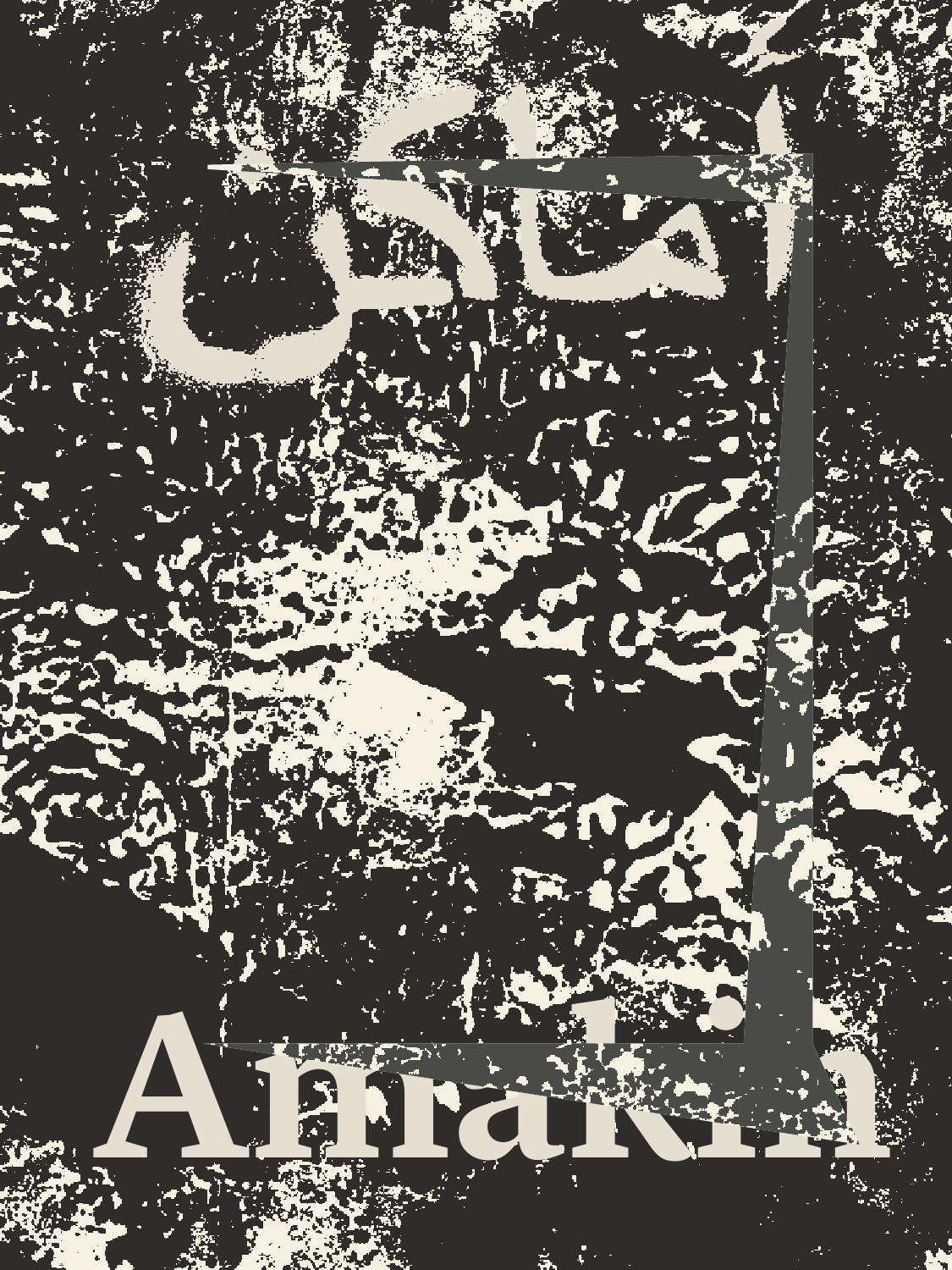# أماكن

# Amakin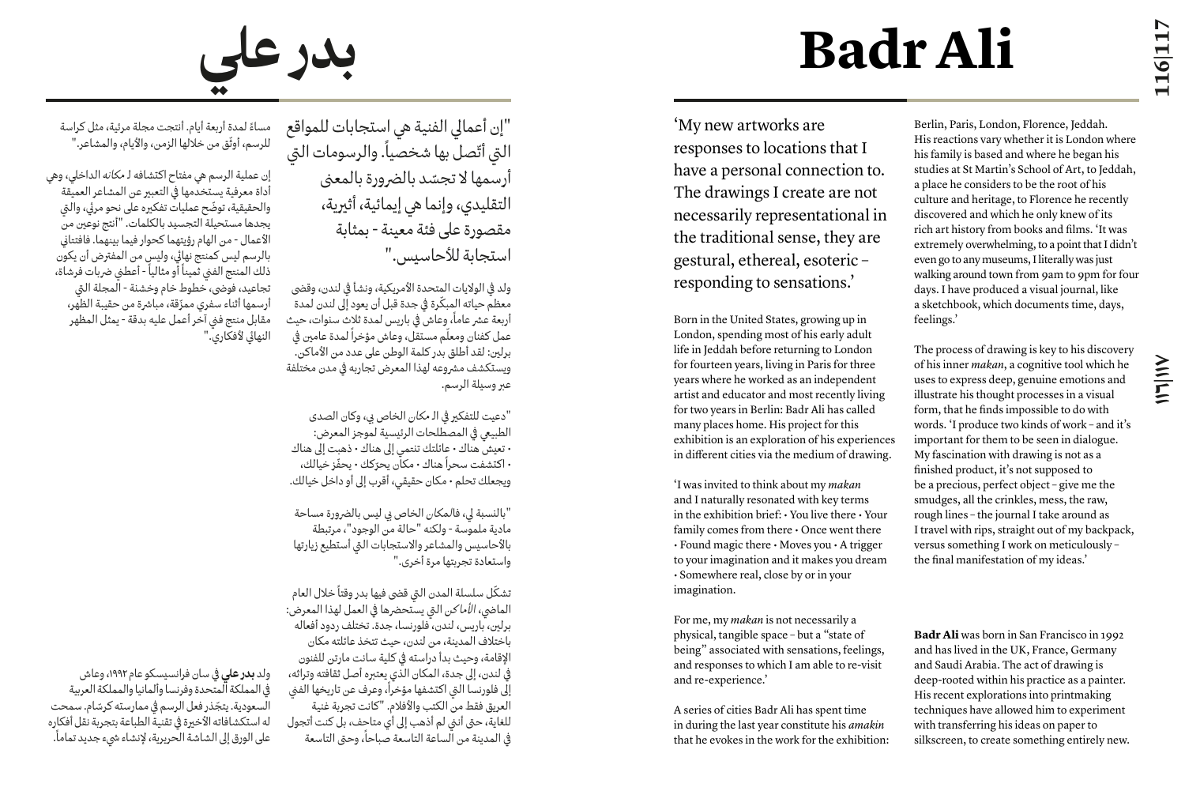# بدر علي

"إن أعمالي الفنية هي استجابات للمواقع التي أتّصل بها شخصياً. والرسومات التي أرسمها لا تجسّد بالضرورة بالمعنى التقليدي، وإنما هي إيمائية، أثيرية، مقصورة على فئة معينة - بمثابة استجابة للأحاسيس."

ولد في الولايات المتحدة الأمريكية، ونشأ في لندن، وقضى معظم حياته المبكّرة في جدة قبل أن يعود إلى لندن لمدة أربعة عشر عاماً، وعاش في باريس لمدة ثلاث سنوات، حيث عمل كفنان ومعلّم مستقل، وعاش مؤخراً لمدة عامين في برلين: لقد أطلق بدر كلمة الوطن على عدد من الأماكن. ويستكشف مشروعه لهذا المعرض تجاربه في مدن مختلفة عبر وسيلة الرسم.

"دعيت للتفكير في الـ *مكان* الخاص بي، وكان الصدى الطبيعي في المصطلحات الرئيسية لموجز المعرض: • تعيش هناك • عائلتك تنتمي إلى هناك • ذهبت إلى هناك • اكتشفت سحراً هناك • مكان يحرّكك • يحفّز خيالك، ويجعلك تحلم • مكان حقيقي، أقرب إلى أو داخل خيالك.

"بالنسبة لي، فالـ*مكان* الخاص بي ليس بالضرورة مساحة مادية ملموسة - ولكنه "حالة من الوجود"، مرتبطة بالأحاسيس والمشاعر والاستجابات التي أستطيع زيارتها واستعادة تجربتها مرة أخرى."

تشكّل سلسلة المدن التي قضى فيها بدر وقتاً خلال العام الماضي، *الأماكن* التي يستحضرها في العمل لهذا المعرض: برلين، باريس، لندن، فلورنسا، جدة. تختلف ردود أفعاله باختلاف المدينة، من لندن، حيث تتخذ عائلته مكان الإقامة، وحيث بدأ دراسته في كلية سانت مارتن للفنون في لندن، إلى جدة، المكان الذي يعتبره أصل ثقافته وتراثه، إلى فلورنسا التي اكتشفها مؤخراً، وعرف عن تاريخها الفني العريق فقط من الكتب والأفلام. "كانت تجربة غنية للغاية، حتى أنني لم أذهب إلى أي متاحف، بل كنت أتجول في المدينة من الساعة التاسعة صباحاً، وحتى التاسعة مساءً لمدة أربعة أيام. أنتجت مجلة مرئية، مثل كراسة للرسم، أوثّق من خلالها الزمن، والأيام، والمشاعر."

إن عملية الرسم هي مفتاح اكتشافه لـ *مكانه* الداخلي، وهي أداة معرفية يستخدمها في التعبير عن المشاعر العميقة والحقيقية، توضّح عمليات تفكيره على نحو مرئي، والتي يجدها مستحيلة التجسيد بالكلمات. "أنتج نوعين من الأعمال - من الهام رؤيتهما كحوار فيما بينهما. فافتتاني بالرسم ليس كمنتج نهائي، وليس من المفترض أن يكون ذلك المنتج الفني ثميناً أو مثالياً - أعطني ضربات فرشاة، تجاعيد، فوضى، خطوط خام وخشنة - المجلة التي أرسمها أثناء سفري ممزّقة، مباشرة من حقيبة الظهر، مقابل منتج فني آخر أعمل عليه بدقة - يمثل المظهر النهائي لأفكاري."

ولد **بدر علي** في سان فرانسيسكو عام ١٩٩٢، وعاش في المملكة المتحدة وفرنسا وألمانيا والمملكة العربية السعودية. يتجذّر فعل الرسم في ممارسته كرسّام. سمحت له استكشافاته الأخيرة في تقنية الطباعة بتجربة نقل أفكاره على الورق إلى الشاشة الحريرية، لإنشاء شيء جديد تماماً.

# Badr Ali

'My new artworks are responses to locations that I have a personal connection to. The drawings I create are not necessarily representational in the traditional sense, they are gestural, ethereal, esoteric – responding to sensations.'

Born in the United States, growing up in London, spending most of his early adult life in Jeddah before returning to London for fourteen years, living in Paris for three years where he worked as an independent artist and educator and most recently living for two years in Berlin: Badr Ali has called many places home. His project for this exhibition is an exploration of his experiences in different cities via the medium of drawing.

'I was invited to think about my *makan* and I naturally resonated with key terms in the exhibition brief: • You live there • Your family comes from there • Once went there • Found magic there • Moves you • A trigger to your imagination and it makes you dream • Somewhere real, close by or in your imagination.

For me, my *makan* is not necessarily a physical, tangible space – but a "state of being" associated with sensations, feelings, and responses to which I am able to re-visit and re-experience.'

A series of cities Badr Ali has spent time in during the last year constitute his *amakin* that he evokes in the work for the exhibition: Berlin, Paris, London, Florence, Jeddah. His reactions vary whether it is London where his family is based and where he began his studies at St Martin's School of Art, to Jeddah, a place he considers to be the root of his culture and heritage, to Florence he recently discovered and which he only knew of its rich art history from books and films. 'It was extremely overwhelming, to a point that I didn't even go to any museums, I literally was just walking around town from 9am to 9pm for four days. I have produced a visual journal, like a sketchbook, which documents time, days, feelings.'

The process of drawing is key to his discovery of his inner *makan*, a cognitive tool which he uses to express deep, genuine emotions and illustrate his thought processes in a visual form, that he finds impossible to do with words. 'I produce two kinds of work – and it's important for them to be seen in dialogue. My fascination with drawing is not as a finished product, it's not supposed to be a precious, perfect object – give me the smudges, all the crinkles, mess, the raw, rough lines – the journal I take around as I travel with rips, straight out of my backpack, versus something I work on meticulously – the final manifestation of my ideas.'

**Badr Ali** was born in San Francisco in 1992 and has lived in the UK, France, Germany and Saudi Arabia. The act of drawing is deep-rooted within his practice as a painter. His recent explorations into printmaking techniques have allowed him to experiment with transferring his ideas on paper to silkscreen, to create something entirely new.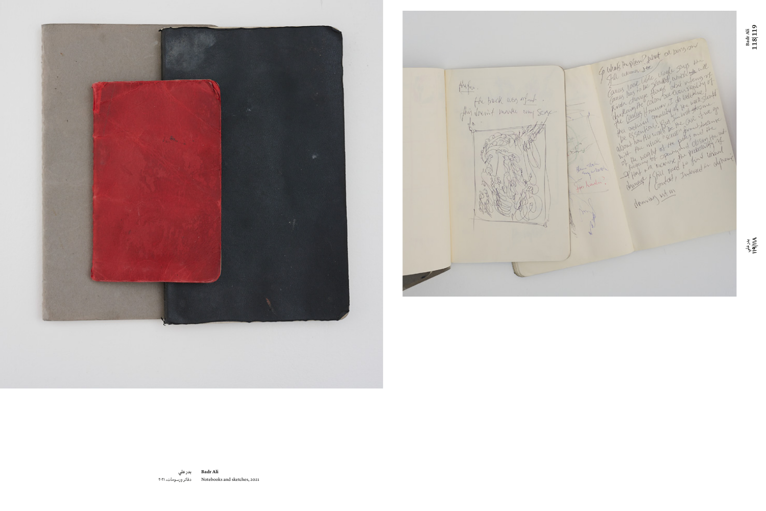بدر علي
دفاتر ورسومات، ٢٠٢١

**Badr Ali**
Notebooks and sketches, 2021